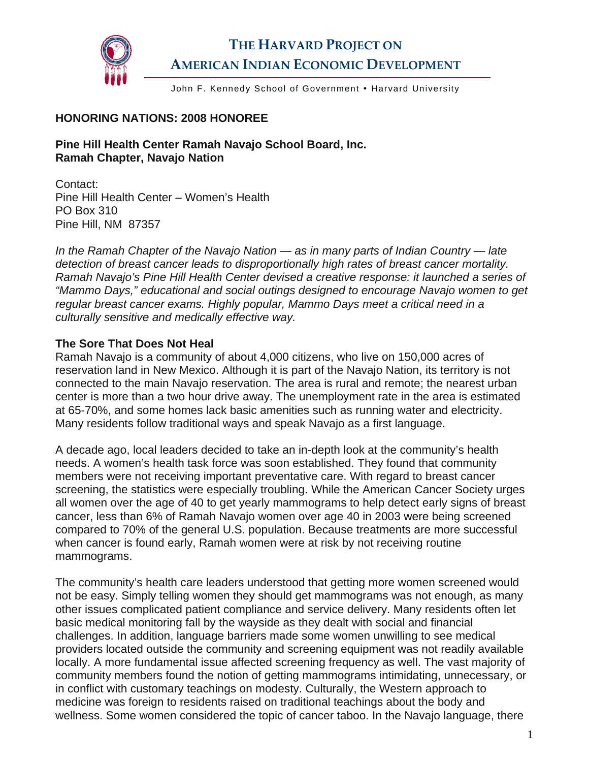# THE HARVARD PROJECT ON AMERICAN INDIAN ECONOMIC DEVELOPMENT

John F. Kennedy School of Government • Harvard University

## HONORING NATIONS: 2008 HONOREE

**Pine Hill Health Center Ramah Navajo School Board, Inc.**
**Ramah Chapter, Navajo Nation**

Contact:
Pine Hill Health Center – Women's Health
PO Box 310
Pine Hill, NM 87357

*In the Ramah Chapter of the Navajo Nation — as in many parts of Indian Country — late detection of breast cancer leads to disproportionally high rates of breast cancer mortality. Ramah Navajo's Pine Hill Health Center devised a creative response: it launched a series of "Mammo Days," educational and social outings designed to encourage Navajo women to get regular breast cancer exams. Highly popular, Mammo Days meet a critical need in a culturally sensitive and medically effective way.*

### The Sore That Does Not Heal

Ramah Navajo is a community of about 4,000 citizens, who live on 150,000 acres of reservation land in New Mexico. Although it is part of the Navajo Nation, its territory is not connected to the main Navajo reservation. The area is rural and remote; the nearest urban center is more than a two hour drive away. The unemployment rate in the area is estimated at 65-70%, and some homes lack basic amenities such as running water and electricity. Many residents follow traditional ways and speak Navajo as a first language.

A decade ago, local leaders decided to take an in-depth look at the community's health needs. A women's health task force was soon established. They found that community members were not receiving important preventative care. With regard to breast cancer screening, the statistics were especially troubling. While the American Cancer Society urges all women over the age of 40 to get yearly mammograms to help detect early signs of breast cancer, less than 6% of Ramah Navajo women over age 40 in 2003 were being screened compared to 70% of the general U.S. population. Because treatments are more successful when cancer is found early, Ramah women were at risk by not receiving routine mammograms.

The community's health care leaders understood that getting more women screened would not be easy. Simply telling women they should get mammograms was not enough, as many other issues complicated patient compliance and service delivery. Many residents often let basic medical monitoring fall by the wayside as they dealt with social and financial challenges. In addition, language barriers made some women unwilling to see medical providers located outside the community and screening equipment was not readily available locally. A more fundamental issue affected screening frequency as well. The vast majority of community members found the notion of getting mammograms intimidating, unnecessary, or in conflict with customary teachings on modesty. Culturally, the Western approach to medicine was foreign to residents raised on traditional teachings about the body and wellness. Some women considered the topic of cancer taboo. In the Navajo language, there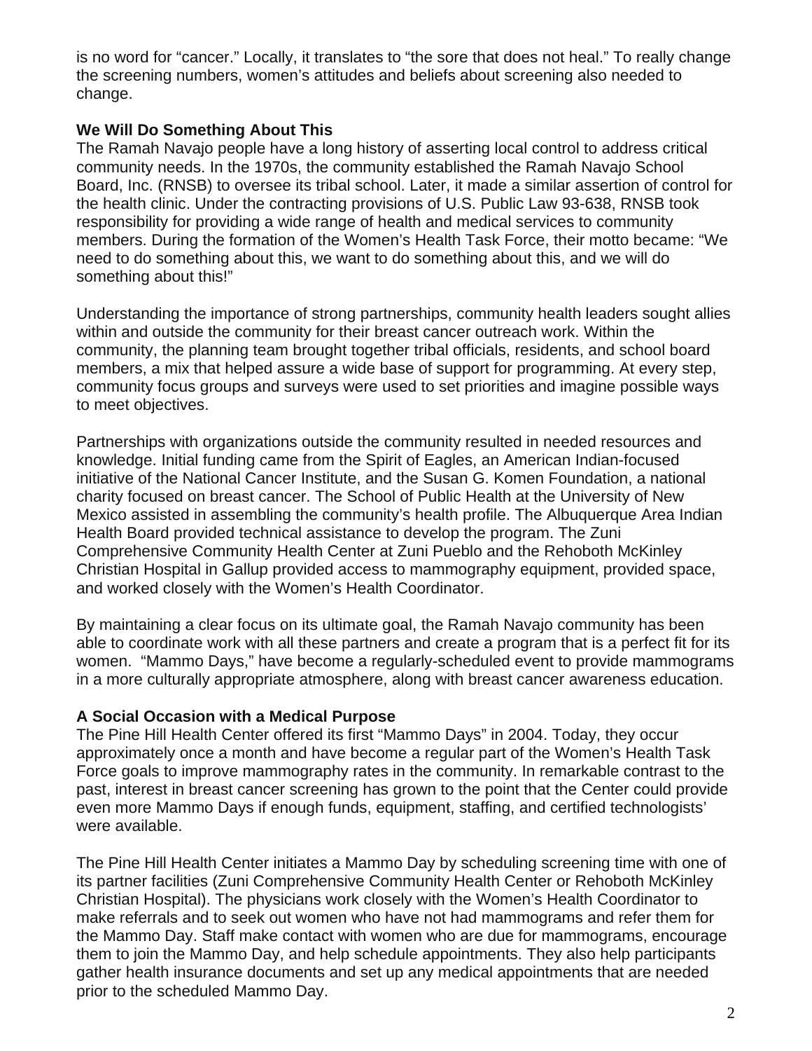is no word for “cancer.” Locally, it translates to “the sore that does not heal.” To really change the screening numbers, women’s attitudes and beliefs about screening also needed to change.

**We Will Do Something About This**

The Ramah Navajo people have a long history of asserting local control to address critical community needs. In the 1970s, the community established the Ramah Navajo School Board, Inc. (RNSB) to oversee its tribal school. Later, it made a similar assertion of control for the health clinic. Under the contracting provisions of U.S. Public Law 93-638, RNSB took responsibility for providing a wide range of health and medical services to community members. During the formation of the Women’s Health Task Force, their motto became: “We need to do something about this, we want to do something about this, and we will do something about this!”

Understanding the importance of strong partnerships, community health leaders sought allies within and outside the community for their breast cancer outreach work. Within the community, the planning team brought together tribal officials, residents, and school board members, a mix that helped assure a wide base of support for programming. At every step, community focus groups and surveys were used to set priorities and imagine possible ways to meet objectives.

Partnerships with organizations outside the community resulted in needed resources and knowledge. Initial funding came from the Spirit of Eagles, an American Indian-focused initiative of the National Cancer Institute, and the Susan G. Komen Foundation, a national charity focused on breast cancer. The School of Public Health at the University of New Mexico assisted in assembling the community’s health profile. The Albuquerque Area Indian Health Board provided technical assistance to develop the program. The Zuni Comprehensive Community Health Center at Zuni Pueblo and the Rehoboth McKinley Christian Hospital in Gallup provided access to mammography equipment, provided space, and worked closely with the Women’s Health Coordinator.

By maintaining a clear focus on its ultimate goal, the Ramah Navajo community has been able to coordinate work with all these partners and create a program that is a perfect fit for its women. “Mammo Days,” have become a regularly-scheduled event to provide mammograms in a more culturally appropriate atmosphere, along with breast cancer awareness education.

**A Social Occasion with a Medical Purpose**

The Pine Hill Health Center offered its first “Mammo Days” in 2004. Today, they occur approximately once a month and have become a regular part of the Women’s Health Task Force goals to improve mammography rates in the community. In remarkable contrast to the past, interest in breast cancer screening has grown to the point that the Center could provide even more Mammo Days if enough funds, equipment, staffing, and certified technologists’ were available.

The Pine Hill Health Center initiates a Mammo Day by scheduling screening time with one of its partner facilities (Zuni Comprehensive Community Health Center or Rehoboth McKinley Christian Hospital). The physicians work closely with the Women’s Health Coordinator to make referrals and to seek out women who have not had mammograms and refer them for the Mammo Day. Staff make contact with women who are due for mammograms, encourage them to join the Mammo Day, and help schedule appointments. They also help participants gather health insurance documents and set up any medical appointments that are needed prior to the scheduled Mammo Day.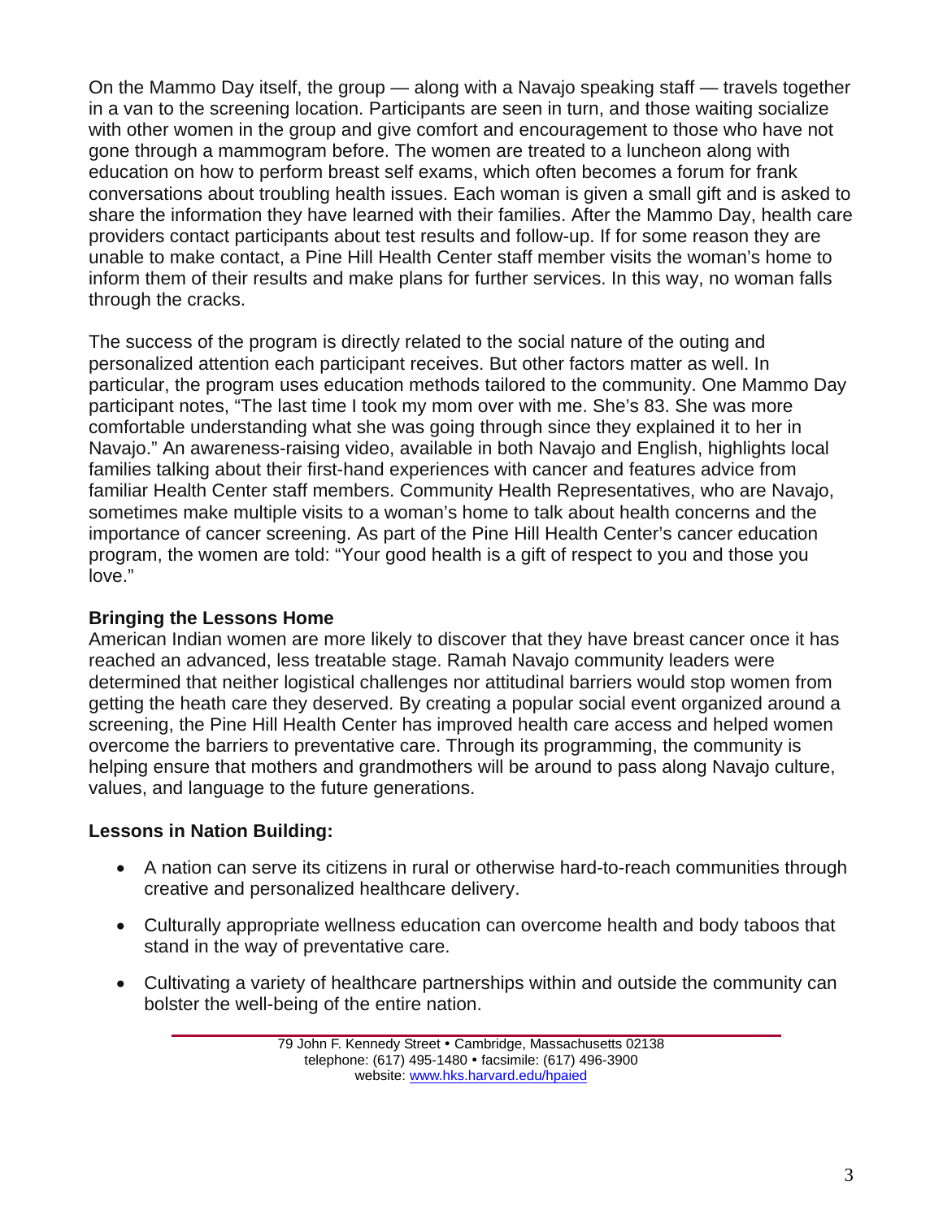On the Mammo Day itself, the group — along with a Navajo speaking staff — travels together in a van to the screening location. Participants are seen in turn, and those waiting socialize with other women in the group and give comfort and encouragement to those who have not gone through a mammogram before. The women are treated to a luncheon along with education on how to perform breast self exams, which often becomes a forum for frank conversations about troubling health issues. Each woman is given a small gift and is asked to share the information they have learned with their families. After the Mammo Day, health care providers contact participants about test results and follow-up. If for some reason they are unable to make contact, a Pine Hill Health Center staff member visits the woman's home to inform them of their results and make plans for further services. In this way, no woman falls through the cracks.

The success of the program is directly related to the social nature of the outing and personalized attention each participant receives. But other factors matter as well. In particular, the program uses education methods tailored to the community. One Mammo Day participant notes, "The last time I took my mom over with me. She's 83. She was more comfortable understanding what she was going through since they explained it to her in Navajo." An awareness-raising video, available in both Navajo and English, highlights local families talking about their first-hand experiences with cancer and features advice from familiar Health Center staff members. Community Health Representatives, who are Navajo, sometimes make multiple visits to a woman's home to talk about health concerns and the importance of cancer screening. As part of the Pine Hill Health Center's cancer education program, the women are told: "Your good health is a gift of respect to you and those you love."

**Bringing the Lessons Home**

American Indian women are more likely to discover that they have breast cancer once it has reached an advanced, less treatable stage. Ramah Navajo community leaders were determined that neither logistical challenges nor attitudinal barriers would stop women from getting the heath care they deserved. By creating a popular social event organized around a screening, the Pine Hill Health Center has improved health care access and helped women overcome the barriers to preventative care. Through its programming, the community is helping ensure that mothers and grandmothers will be around to pass along Navajo culture, values, and language to the future generations.

**Lessons in Nation Building:**

- A nation can serve its citizens in rural or otherwise hard-to-reach communities through creative and personalized healthcare delivery.
- Culturally appropriate wellness education can overcome health and body taboos that stand in the way of preventative care.
- Cultivating a variety of healthcare partnerships within and outside the community can bolster the well-being of the entire nation.

79 John F. Kennedy Street • Cambridge, Massachusetts 02138
telephone: (617) 495-1480 • facsimile: (617) 496-3900
website: www.hks.harvard.edu/hpaied